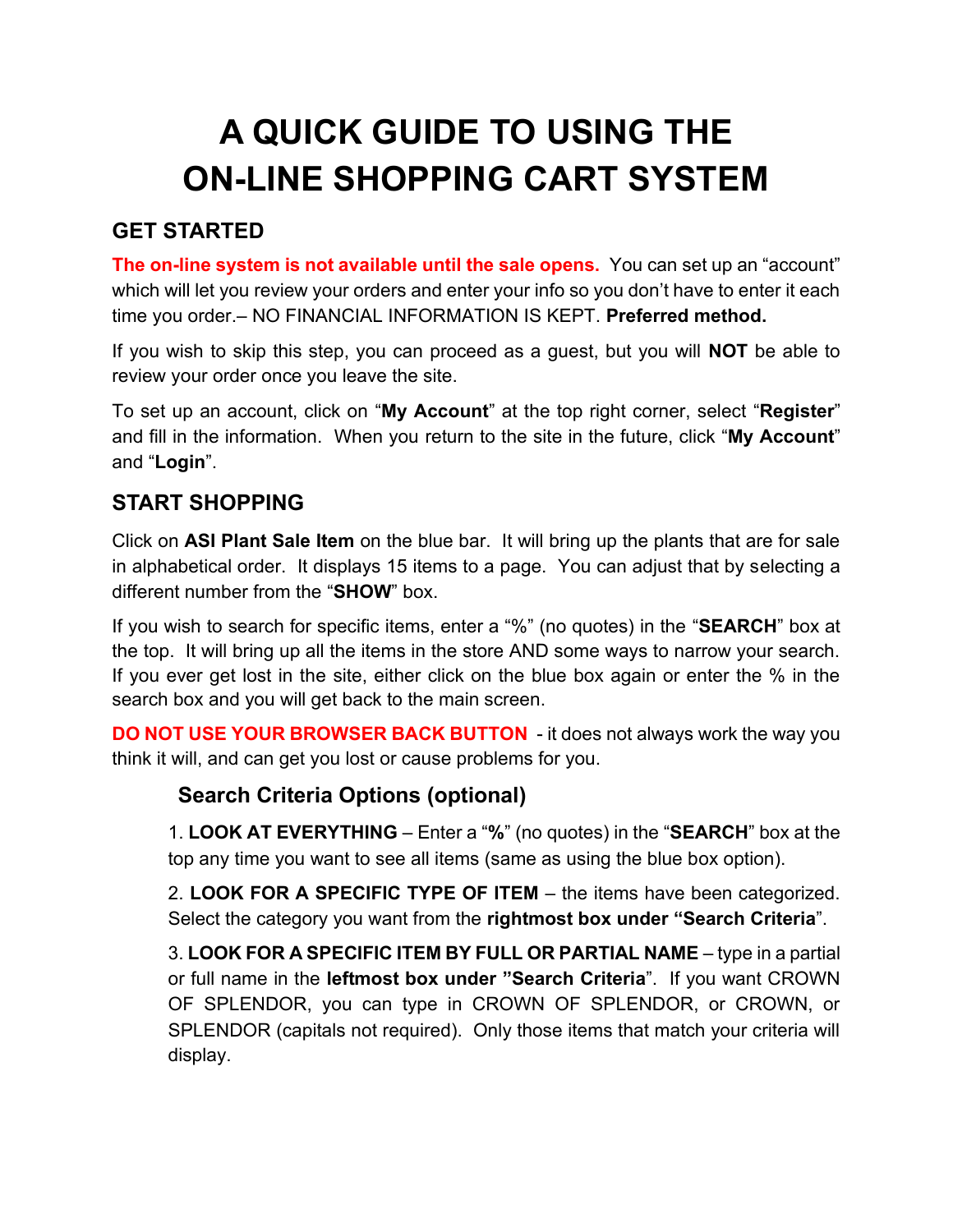# A QUICK GUIDE TO USING THE ON-LINE SHOPPING CART SYSTEM

## GET STARTED

**The on-line system is not available until the sale opens.** You can set up an "account" which will let you review your orders and enter your info so you don't have to enter it each time you order.– NO FINANCIAL INFORMATION IS KEPT. **Preferred method.**

If you wish to skip this step, you can proceed as a guest, but you will **NOT** be able to review your order once you leave the site.

To set up an account, click on "**My Account**" at the top right corner, select "**Register**" and fill in the information. When you return to the site in the future, click "**My Account**" and "**Login**".

## START SHOPPING

Click on **ASI Plant Sale Item** on the blue bar. It will bring up the plants that are for sale in alphabetical order. It displays 15 items to a page. You can adjust that by selecting a different number from the "**SHOW**" box.

If you wish to search for specific items, enter a "%" (no quotes) in the "**SEARCH**" box at the top. It will bring up all the items in the store AND some ways to narrow your search. If you ever get lost in the site, either click on the blue box again or enter the % in the search box and you will get back to the main screen.

**DO NOT USE YOUR BROWSER BACK BUTTON** - it does not always work the way you think it will, and can get you lost or cause problems for you.

### Search Criteria Options (optional)

1. **LOOK AT EVERYTHING** – Enter a "**%**" (no quotes) in the "**SEARCH**" box at the top any time you want to see all items (same as using the blue box option).

2. **LOOK FOR A SPECIFIC TYPE OF ITEM** – the items have been categorized. Select the category you want from the **rightmost box under "Search Criteria**".

3. **LOOK FOR A SPECIFIC ITEM BY FULL OR PARTIAL NAME** – type in a partial or full name in the **leftmost box under "Search Criteria**". If you want CROWN OF SPLENDOR, you can type in CROWN OF SPLENDOR, or CROWN, or SPLENDOR (capitals not required). Only those items that match your criteria will display.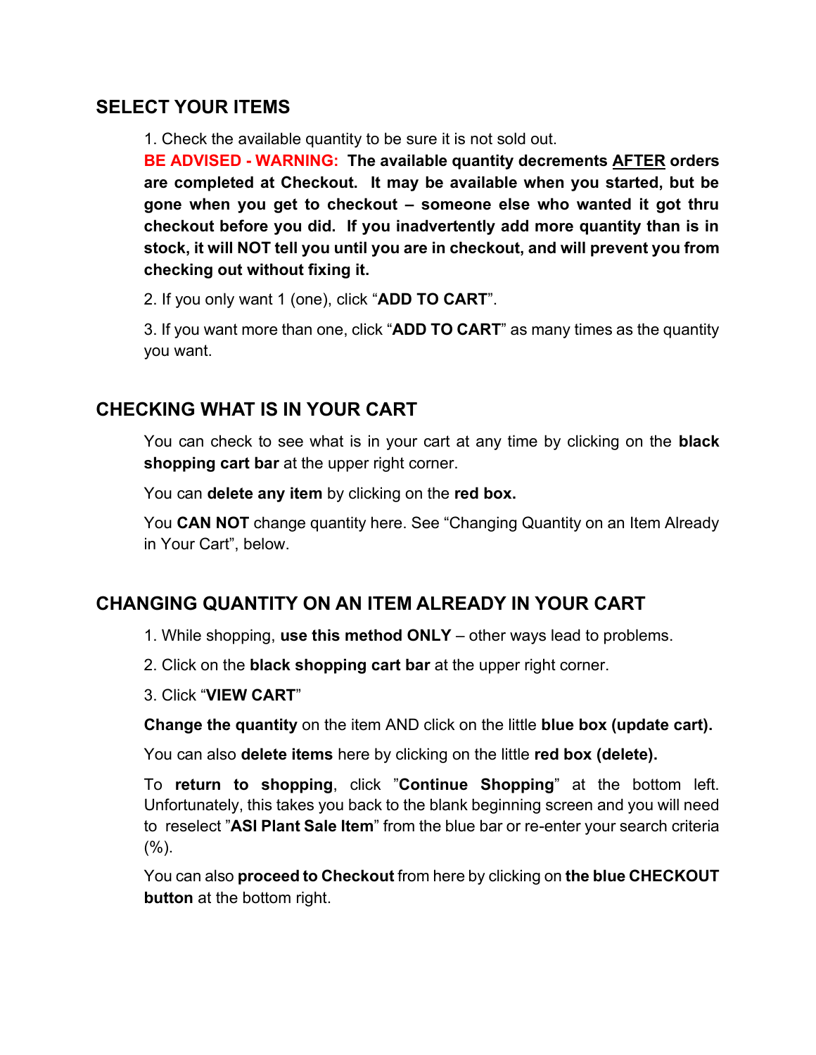## SELECT YOUR ITEMS

1. Check the available quantity to be sure it is not sold out.

**BE ADVISED - WARNING: The available quantity decrements <u>AFTER</u> orders are completed at Checkout. It may be available when you started, but be gone when you get to checkout – someone else who wanted it got thru checkout before you did. If you inadvertently add more quantity than is in stock, it will NOT tell you until you are in checkout, and will prevent you from checking out without fixing it.**

2. If you only want 1 (one), click "**ADD TO CART**".

3. If you want more than one, click "**ADD TO CART**" as many times as the quantity you want.

## CHECKING WHAT IS IN YOUR CART

You can check to see what is in your cart at any time by clicking on the **black shopping cart bar** at the upper right corner.

You can **delete any item** by clicking on the **red box.**

You **CAN NOT** change quantity here. See "Changing Quantity on an Item Already in Your Cart", below.

## CHANGING QUANTITY ON AN ITEM ALREADY IN YOUR CART

1. While shopping, **use this method ONLY** – other ways lead to problems.

2. Click on the **black shopping cart bar** at the upper right corner.

3. Click "**VIEW CART**"

**Change the quantity** on the item AND click on the little **blue box (update cart).**

You can also **delete items** here by clicking on the little **red box (delete).**

To **return to shopping**, click "**Continue Shopping**" at the bottom left. Unfortunately, this takes you back to the blank beginning screen and you will need to reselect "**ASI Plant Sale Item**" from the blue bar or re-enter your search criteria (%).

You can also **proceed to Checkout** from here by clicking on **the blue CHECKOUT button** at the bottom right.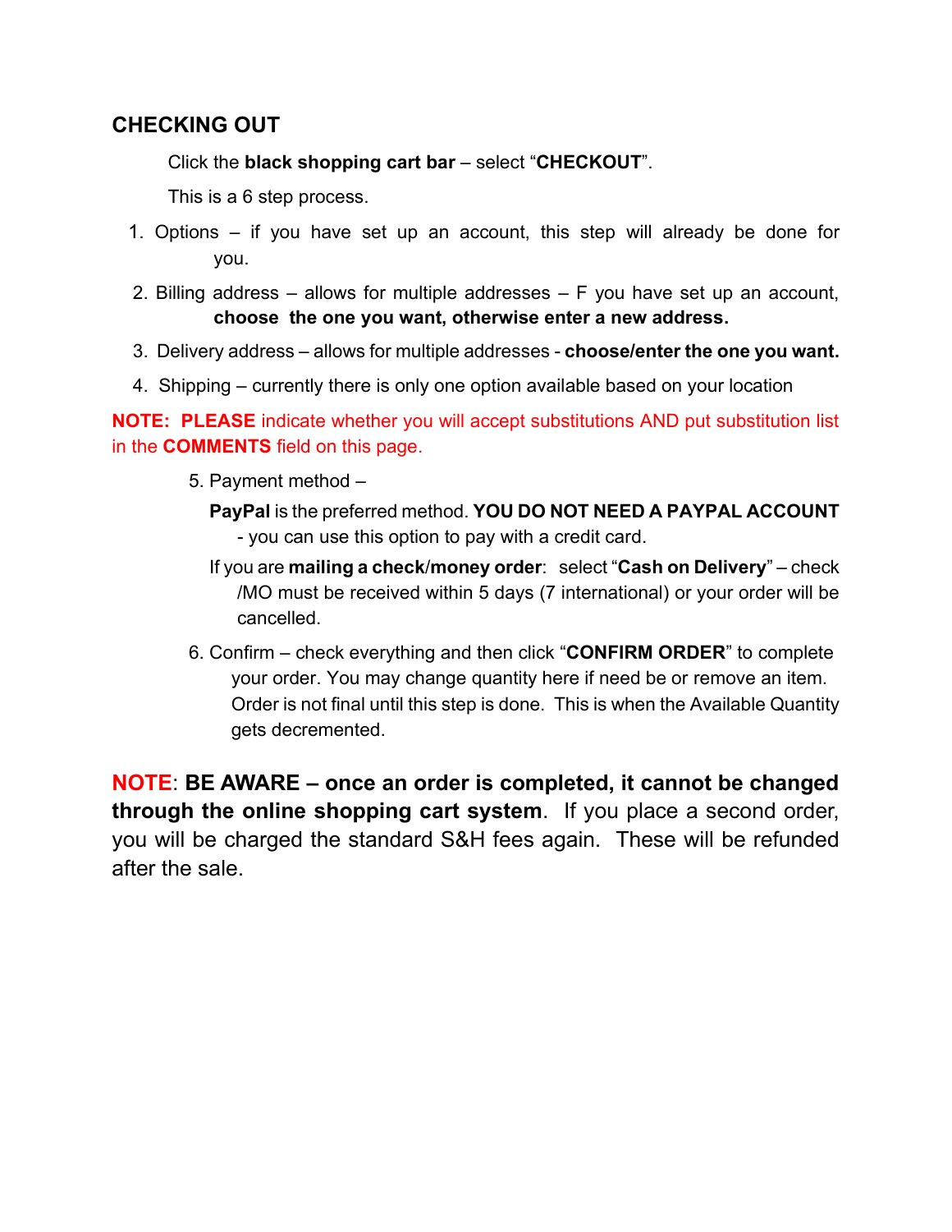## CHECKING OUT

Click the **black shopping cart bar** – select "**CHECKOUT**".

This is a 6 step process.

1. Options – if you have set up an account, this step will already be done for you.
2. Billing address – allows for multiple addresses – F you have set up an account, **choose the one you want, otherwise enter a new address.**
3. Delivery address – allows for multiple addresses - **choose/enter the one you want.**
4. Shipping – currently there is only one option available based on your location

**NOTE: PLEASE** indicate whether you will accept substitutions AND put substitution list in the **COMMENTS** field on this page.

5. Payment method –

   **PayPal** is the preferred method. **YOU DO NOT NEED A PAYPAL ACCOUNT** - you can use this option to pay with a credit card.

   If you are **mailing a check/money order**: select "**Cash on Delivery**" – check /MO must be received within 5 days (7 international) or your order will be cancelled.

6. Confirm – check everything and then click "**CONFIRM ORDER**" to complete your order. You may change quantity here if need be or remove an item. Order is not final until this step is done. This is when the Available Quantity gets decremented.

**NOTE**: **BE AWARE – once an order is completed, it cannot be changed through the online shopping cart system**. If you place a second order, you will be charged the standard S&H fees again. These will be refunded after the sale.